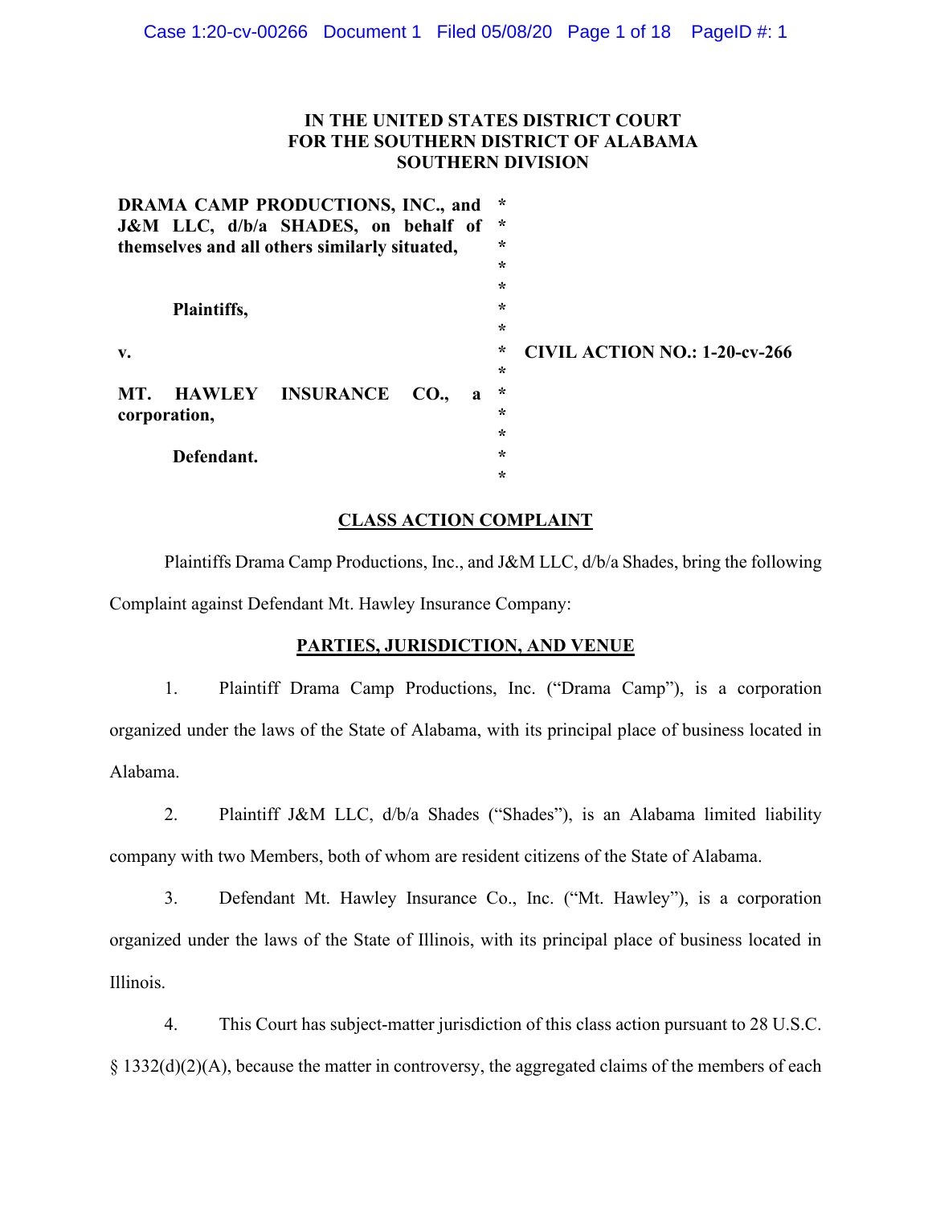**IN THE UNITED STATES DISTRICT COURT**
**FOR THE SOUTHERN DISTRICT OF ALABAMA**
**SOUTHERN DIVISION**

**DRAMA CAMP PRODUCTIONS, INC., and J&M LLC, d/b/a SHADES, on behalf of themselves and all others similarly situated,**

**Plaintiffs,**

**v.**

**MT. HAWLEY INSURANCE CO., a corporation,**

**Defendant.**

**CIVIL ACTION NO.: 1-20-cv-266**

## CLASS ACTION COMPLAINT

Plaintiffs Drama Camp Productions, Inc., and J&M LLC, d/b/a Shades, bring the following Complaint against Defendant Mt. Hawley Insurance Company:

## PARTIES, JURISDICTION, AND VENUE

1. Plaintiff Drama Camp Productions, Inc. ("Drama Camp"), is a corporation organized under the laws of the State of Alabama, with its principal place of business located in Alabama.

2. Plaintiff J&M LLC, d/b/a Shades ("Shades"), is an Alabama limited liability company with two Members, both of whom are resident citizens of the State of Alabama.

3. Defendant Mt. Hawley Insurance Co., Inc. ("Mt. Hawley"), is a corporation organized under the laws of the State of Illinois, with its principal place of business located in Illinois.

4. This Court has subject-matter jurisdiction of this class action pursuant to 28 U.S.C. § 1332(d)(2)(A), because the matter in controversy, the aggregated claims of the members of each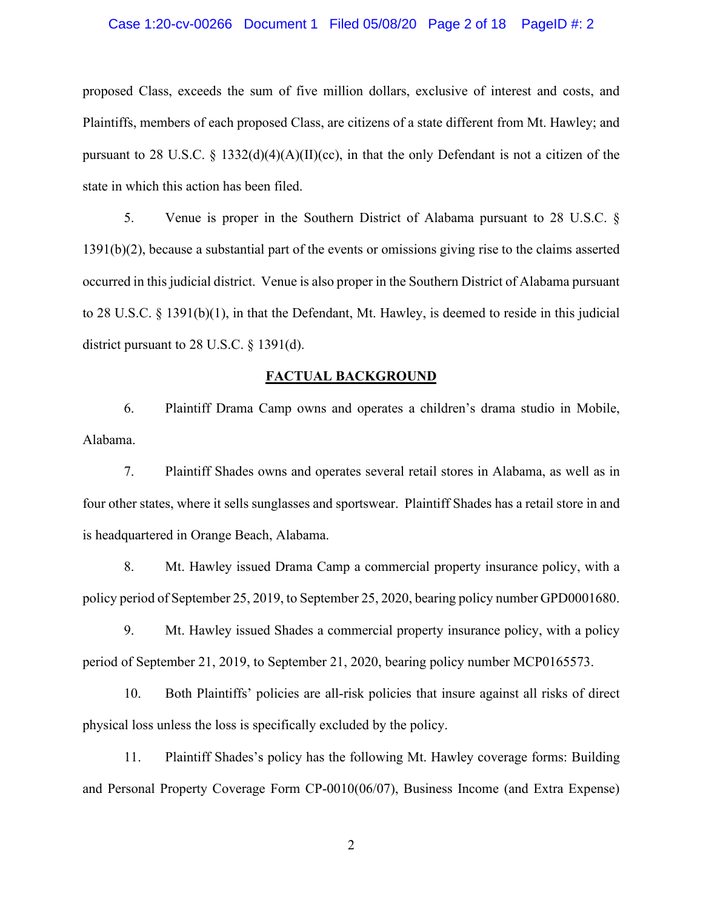proposed Class, exceeds the sum of five million dollars, exclusive of interest and costs, and Plaintiffs, members of each proposed Class, are citizens of a state different from Mt. Hawley; and pursuant to 28 U.S.C. § 1332(d)(4)(A)(II)(cc), in that the only Defendant is not a citizen of the state in which this action has been filed.

5. Venue is proper in the Southern District of Alabama pursuant to 28 U.S.C. § 1391(b)(2), because a substantial part of the events or omissions giving rise to the claims asserted occurred in this judicial district. Venue is also proper in the Southern District of Alabama pursuant to 28 U.S.C. § 1391(b)(1), in that the Defendant, Mt. Hawley, is deemed to reside in this judicial district pursuant to 28 U.S.C. § 1391(d).

## FACTUAL BACKGROUND

6. Plaintiff Drama Camp owns and operates a children's drama studio in Mobile, Alabama.

7. Plaintiff Shades owns and operates several retail stores in Alabama, as well as in four other states, where it sells sunglasses and sportswear. Plaintiff Shades has a retail store in and is headquartered in Orange Beach, Alabama.

8. Mt. Hawley issued Drama Camp a commercial property insurance policy, with a policy period of September 25, 2019, to September 25, 2020, bearing policy number GPD0001680.

9. Mt. Hawley issued Shades a commercial property insurance policy, with a policy period of September 21, 2019, to September 21, 2020, bearing policy number MCP0165573.

10. Both Plaintiffs' policies are all-risk policies that insure against all risks of direct physical loss unless the loss is specifically excluded by the policy.

11. Plaintiff Shades's policy has the following Mt. Hawley coverage forms: Building and Personal Property Coverage Form CP-0010(06/07), Business Income (and Extra Expense)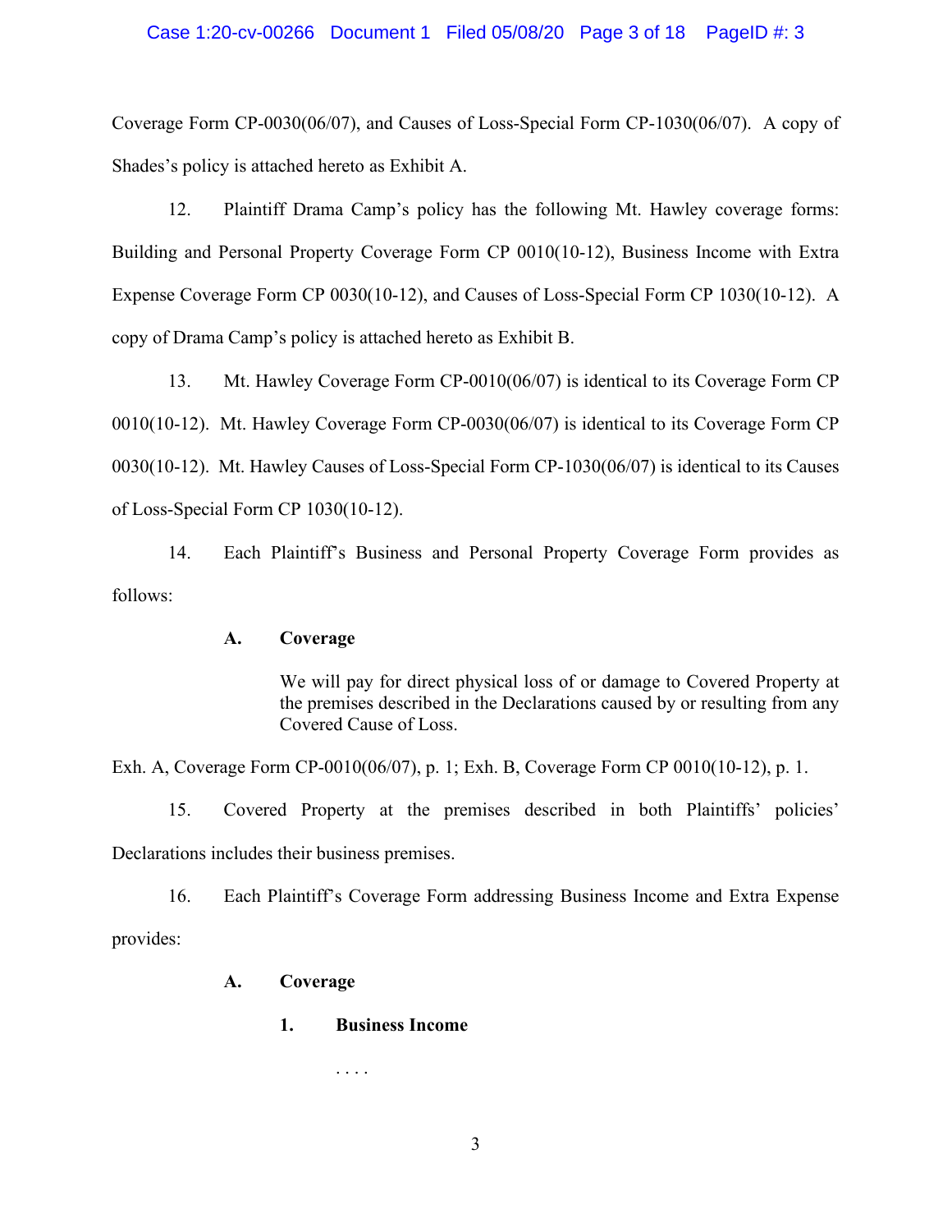Coverage Form CP-0030(06/07), and Causes of Loss-Special Form CP-1030(06/07). A copy of Shades's policy is attached hereto as Exhibit A.

12. Plaintiff Drama Camp's policy has the following Mt. Hawley coverage forms: Building and Personal Property Coverage Form CP 0010(10-12), Business Income with Extra Expense Coverage Form CP 0030(10-12), and Causes of Loss-Special Form CP 1030(10-12). A copy of Drama Camp's policy is attached hereto as Exhibit B.

13. Mt. Hawley Coverage Form CP-0010(06/07) is identical to its Coverage Form CP 0010(10-12). Mt. Hawley Coverage Form CP-0030(06/07) is identical to its Coverage Form CP 0030(10-12). Mt. Hawley Causes of Loss-Special Form CP-1030(06/07) is identical to its Causes of Loss-Special Form CP 1030(10-12).

14. Each Plaintiff's Business and Personal Property Coverage Form provides as follows:

> **A. Coverage**
>
> We will pay for direct physical loss of or damage to Covered Property at the premises described in the Declarations caused by or resulting from any Covered Cause of Loss.

Exh. A, Coverage Form CP-0010(06/07), p. 1; Exh. B, Coverage Form CP 0010(10-12), p. 1.

15. Covered Property at the premises described in both Plaintiffs' policies' Declarations includes their business premises.

16. Each Plaintiff's Coverage Form addressing Business Income and Extra Expense provides:

> **A. Coverage**
>
> **1. Business Income**
>
> . . . .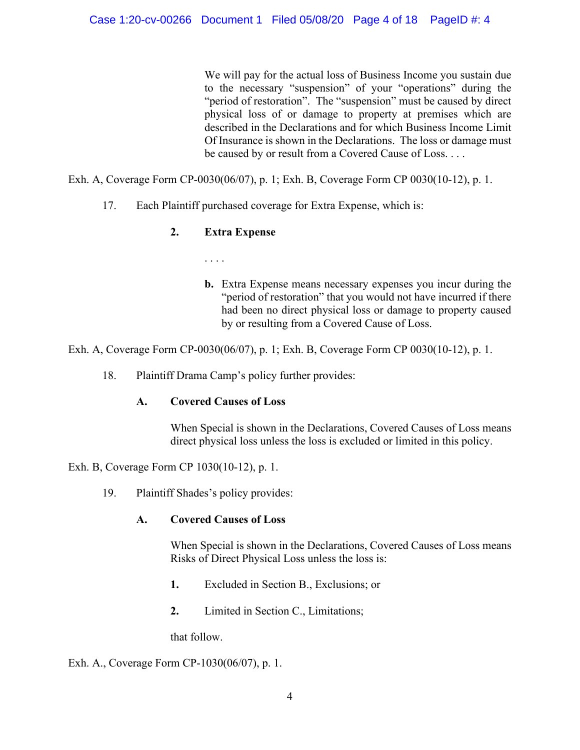> We will pay for the actual loss of Business Income you sustain due to the necessary "suspension" of your "operations" during the "period of restoration". The "suspension" must be caused by direct physical loss of or damage to property at premises which are described in the Declarations and for which Business Income Limit Of Insurance is shown in the Declarations. The loss or damage must be caused by or result from a Covered Cause of Loss. . . .

Exh. A, Coverage Form CP-0030(06/07), p. 1; Exh. B, Coverage Form CP 0030(10-12), p. 1.

17. Each Plaintiff purchased coverage for Extra Expense, which is:

> **2. Extra Expense**
>
> . . . .
>
> **b.** Extra Expense means necessary expenses you incur during the "period of restoration" that you would not have incurred if there had been no direct physical loss or damage to property caused by or resulting from a Covered Cause of Loss.

Exh. A, Coverage Form CP-0030(06/07), p. 1; Exh. B, Coverage Form CP 0030(10-12), p. 1.

18. Plaintiff Drama Camp's policy further provides:

> **A. Covered Causes of Loss**
>
> When Special is shown in the Declarations, Covered Causes of Loss means direct physical loss unless the loss is excluded or limited in this policy.

Exh. B, Coverage Form CP 1030(10-12), p. 1.

19. Plaintiff Shades's policy provides:

> **A. Covered Causes of Loss**
>
> When Special is shown in the Declarations, Covered Causes of Loss means Risks of Direct Physical Loss unless the loss is:
>
> **1.** Excluded in Section B., Exclusions; or
>
> **2.** Limited in Section C., Limitations;
>
> that follow.

Exh. A., Coverage Form CP-1030(06/07), p. 1.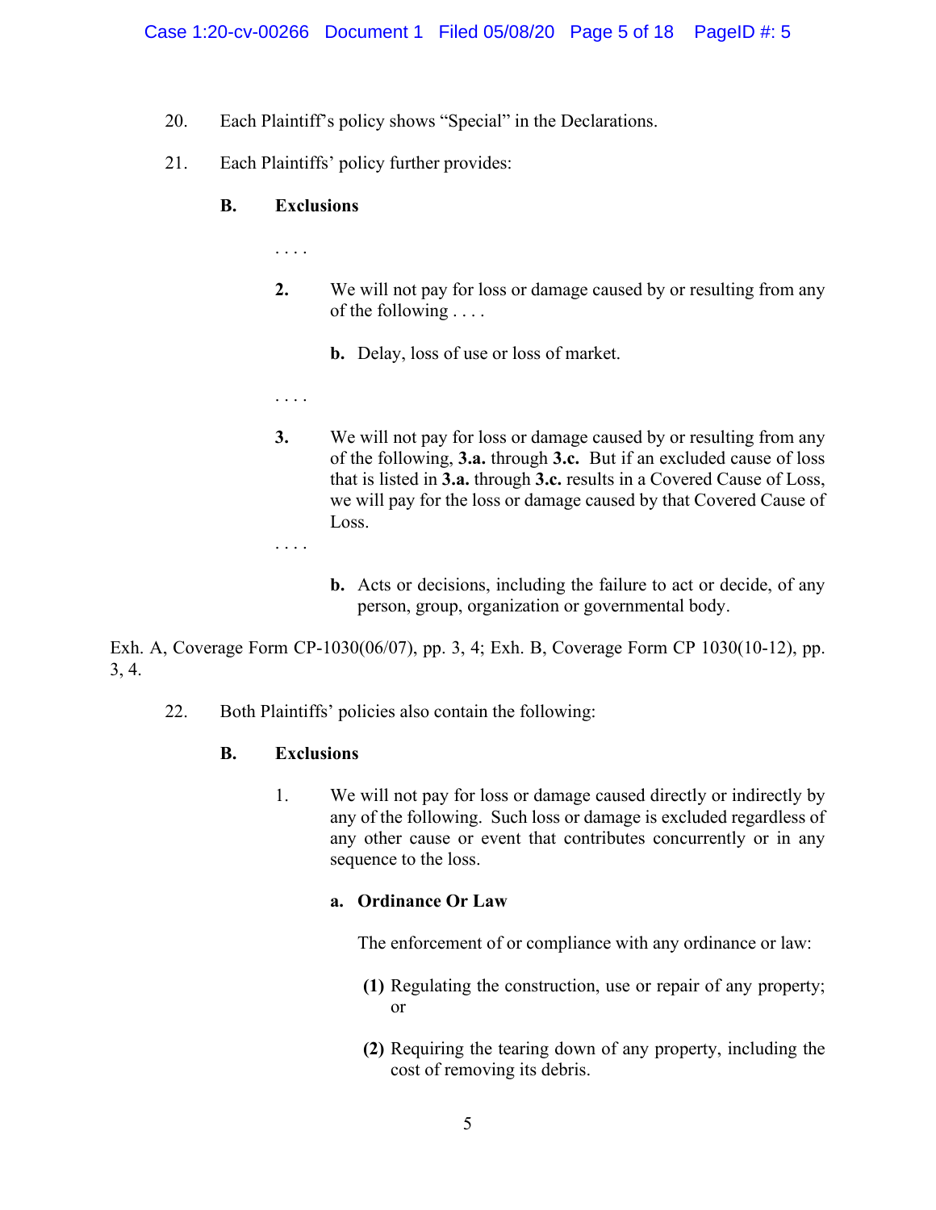20. Each Plaintiff's policy shows "Special" in the Declarations.

21. Each Plaintiffs' policy further provides:

> **B. Exclusions**
>
> . . . .
>
> **2.** We will not pay for loss or damage caused by or resulting from any of the following . . . .
>
> **b.** Delay, loss of use or loss of market.
>
> . . . .
>
> **3.** We will not pay for loss or damage caused by or resulting from any of the following, **3.a.** through **3.c.** But if an excluded cause of loss that is listed in **3.a.** through **3.c.** results in a Covered Cause of Loss, we will pay for the loss or damage caused by that Covered Cause of Loss.
>
> . . . .
>
> **b.** Acts or decisions, including the failure to act or decide, of any person, group, organization or governmental body.

Exh. A, Coverage Form CP-1030(06/07), pp. 3, 4; Exh. B, Coverage Form CP 1030(10-12), pp. 3, 4.

22. Both Plaintiffs' policies also contain the following:

> **B. Exclusions**
>
> 1. We will not pay for loss or damage caused directly or indirectly by any of the following. Such loss or damage is excluded regardless of any other cause or event that contributes concurrently or in any sequence to the loss.
>
> **a. Ordinance Or Law**
>
> The enforcement of or compliance with any ordinance or law:
>
> **(1)** Regulating the construction, use or repair of any property; or
>
> **(2)** Requiring the tearing down of any property, including the cost of removing its debris.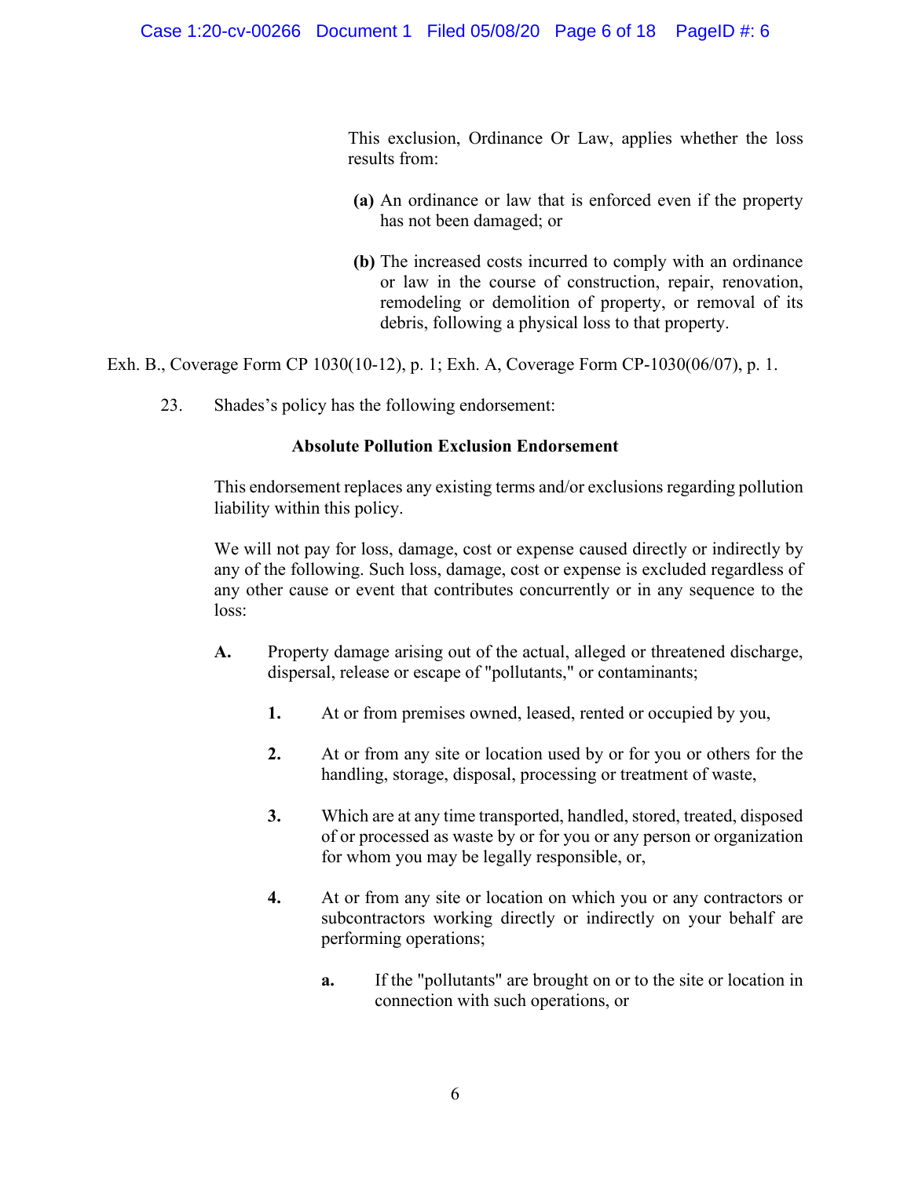This exclusion, Ordinance Or Law, applies whether the loss results from:

**(a)** An ordinance or law that is enforced even if the property has not been damaged; or

**(b)** The increased costs incurred to comply with an ordinance or law in the course of construction, repair, renovation, remodeling or demolition of property, or removal of its debris, following a physical loss to that property.

Exh. B., Coverage Form CP 1030(10-12), p. 1; Exh. A, Coverage Form CP-1030(06/07), p. 1.

23. Shades's policy has the following endorsement:

**Absolute Pollution Exclusion Endorsement**

This endorsement replaces any existing terms and/or exclusions regarding pollution liability within this policy.

We will not pay for loss, damage, cost or expense caused directly or indirectly by any of the following. Such loss, damage, cost or expense is excluded regardless of any other cause or event that contributes concurrently or in any sequence to the loss:

**A.** Property damage arising out of the actual, alleged or threatened discharge, dispersal, release or escape of "pollutants," or contaminants;

**1.** At or from premises owned, leased, rented or occupied by you,

**2.** At or from any site or location used by or for you or others for the handling, storage, disposal, processing or treatment of waste,

**3.** Which are at any time transported, handled, stored, treated, disposed of or processed as waste by or for you or any person or organization for whom you may be legally responsible, or,

**4.** At or from any site or location on which you or any contractors or subcontractors working directly or indirectly on your behalf are performing operations;

**a.** If the "pollutants" are brought on or to the site or location in connection with such operations, or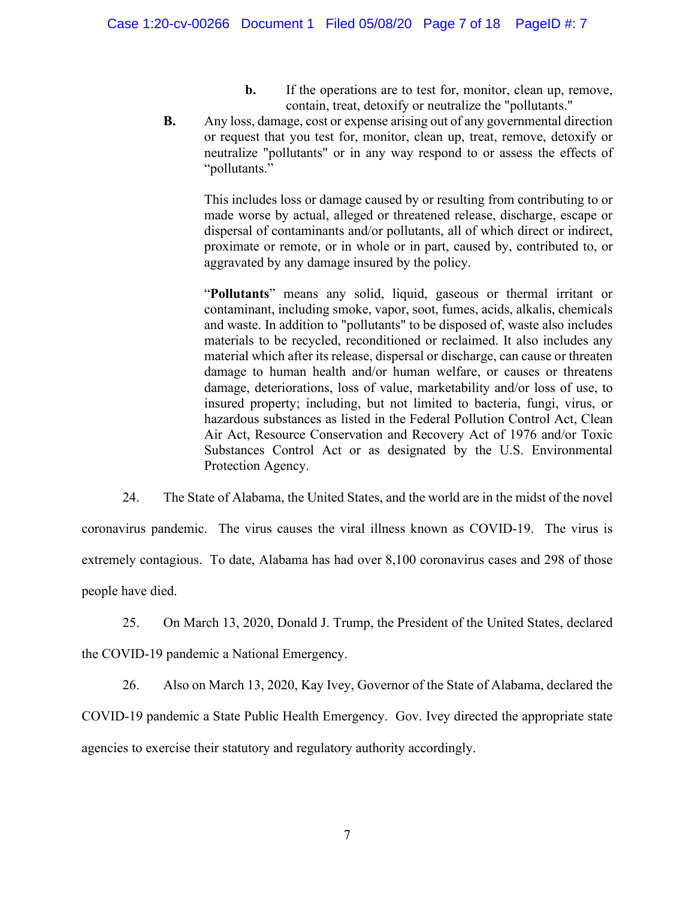**b.** If the operations are to test for, monitor, clean up, remove, contain, treat, detoxify or neutralize the "pollutants."

**B.** Any loss, damage, cost or expense arising out of any governmental direction or request that you test for, monitor, clean up, treat, remove, detoxify or neutralize "pollutants" or in any way respond to or assess the effects of "pollutants."

This includes loss or damage caused by or resulting from contributing to or made worse by actual, alleged or threatened release, discharge, escape or dispersal of contaminants and/or pollutants, all of which direct or indirect, proximate or remote, or in whole or in part, caused by, contributed to, or aggravated by any damage insured by the policy.

"**Pollutants**" means any solid, liquid, gaseous or thermal irritant or contaminant, including smoke, vapor, soot, fumes, acids, alkalis, chemicals and waste. In addition to "pollutants" to be disposed of, waste also includes materials to be recycled, reconditioned or reclaimed. It also includes any material which after its release, dispersal or discharge, can cause or threaten damage to human health and/or human welfare, or causes or threatens damage, deteriorations, loss of value, marketability and/or loss of use, to insured property; including, but not limited to bacteria, fungi, virus, or hazardous substances as listed in the Federal Pollution Control Act, Clean Air Act, Resource Conservation and Recovery Act of 1976 and/or Toxic Substances Control Act or as designated by the U.S. Environmental Protection Agency.

24. The State of Alabama, the United States, and the world are in the midst of the novel coronavirus pandemic. The virus causes the viral illness known as COVID-19. The virus is extremely contagious. To date, Alabama has had over 8,100 coronavirus cases and 298 of those people have died.

25. On March 13, 2020, Donald J. Trump, the President of the United States, declared the COVID-19 pandemic a National Emergency.

26. Also on March 13, 2020, Kay Ivey, Governor of the State of Alabama, declared the COVID-19 pandemic a State Public Health Emergency. Gov. Ivey directed the appropriate state agencies to exercise their statutory and regulatory authority accordingly.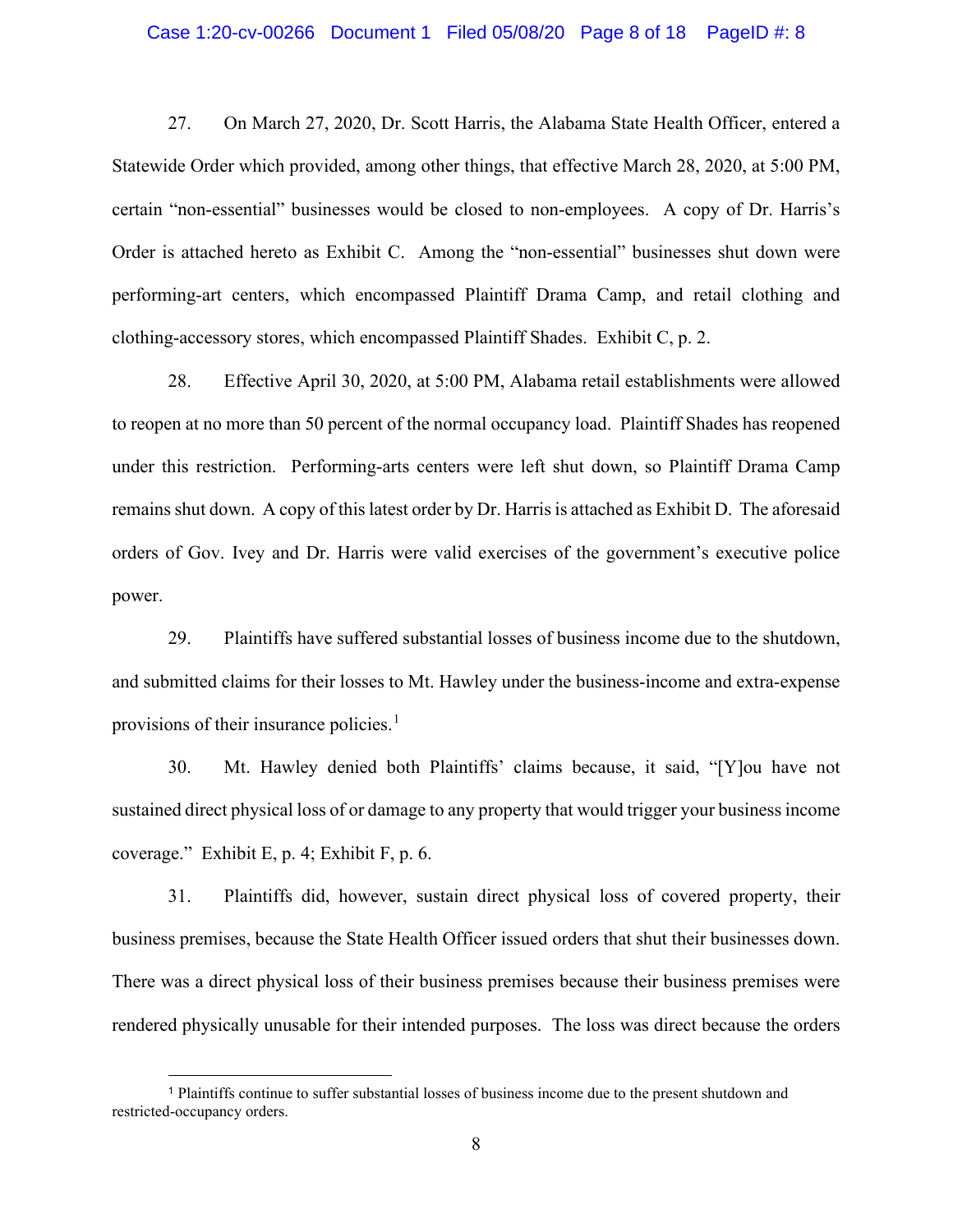27. On March 27, 2020, Dr. Scott Harris, the Alabama State Health Officer, entered a Statewide Order which provided, among other things, that effective March 28, 2020, at 5:00 PM, certain "non-essential" businesses would be closed to non-employees. A copy of Dr. Harris's Order is attached hereto as Exhibit C. Among the "non-essential" businesses shut down were performing-art centers, which encompassed Plaintiff Drama Camp, and retail clothing and clothing-accessory stores, which encompassed Plaintiff Shades. Exhibit C, p. 2.

28. Effective April 30, 2020, at 5:00 PM, Alabama retail establishments were allowed to reopen at no more than 50 percent of the normal occupancy load. Plaintiff Shades has reopened under this restriction. Performing-arts centers were left shut down, so Plaintiff Drama Camp remains shut down. A copy of this latest order by Dr. Harris is attached as Exhibit D. The aforesaid orders of Gov. Ivey and Dr. Harris were valid exercises of the government's executive police power.

29. Plaintiffs have suffered substantial losses of business income due to the shutdown, and submitted claims for their losses to Mt. Hawley under the business-income and extra-expense provisions of their insurance policies.[1]

30. Mt. Hawley denied both Plaintiffs' claims because, it said, "[Y]ou have not sustained direct physical loss of or damage to any property that would trigger your business income coverage." Exhibit E, p. 4; Exhibit F, p. 6.

31. Plaintiffs did, however, sustain direct physical loss of covered property, their business premises, because the State Health Officer issued orders that shut their businesses down. There was a direct physical loss of their business premises because their business premises were rendered physically unusable for their intended purposes. The loss was direct because the orders

[1] Plaintiffs continue to suffer substantial losses of business income due to the present shutdown and restricted-occupancy orders.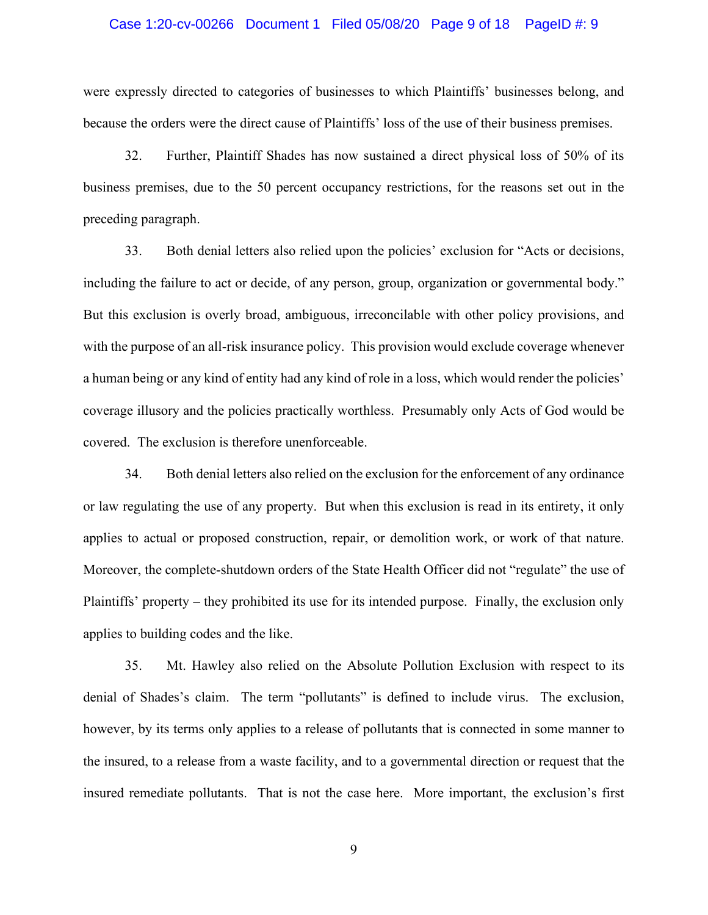were expressly directed to categories of businesses to which Plaintiffs' businesses belong, and because the orders were the direct cause of Plaintiffs' loss of the use of their business premises.

32. Further, Plaintiff Shades has now sustained a direct physical loss of 50% of its business premises, due to the 50 percent occupancy restrictions, for the reasons set out in the preceding paragraph.

33. Both denial letters also relied upon the policies' exclusion for "Acts or decisions, including the failure to act or decide, of any person, group, organization or governmental body." But this exclusion is overly broad, ambiguous, irreconcilable with other policy provisions, and with the purpose of an all-risk insurance policy. This provision would exclude coverage whenever a human being or any kind of entity had any kind of role in a loss, which would render the policies' coverage illusory and the policies practically worthless. Presumably only Acts of God would be covered. The exclusion is therefore unenforceable.

34. Both denial letters also relied on the exclusion for the enforcement of any ordinance or law regulating the use of any property. But when this exclusion is read in its entirety, it only applies to actual or proposed construction, repair, or demolition work, or work of that nature. Moreover, the complete-shutdown orders of the State Health Officer did not "regulate" the use of Plaintiffs' property – they prohibited its use for its intended purpose. Finally, the exclusion only applies to building codes and the like.

35. Mt. Hawley also relied on the Absolute Pollution Exclusion with respect to its denial of Shades's claim. The term "pollutants" is defined to include virus. The exclusion, however, by its terms only applies to a release of pollutants that is connected in some manner to the insured, to a release from a waste facility, and to a governmental direction or request that the insured remediate pollutants. That is not the case here. More important, the exclusion's first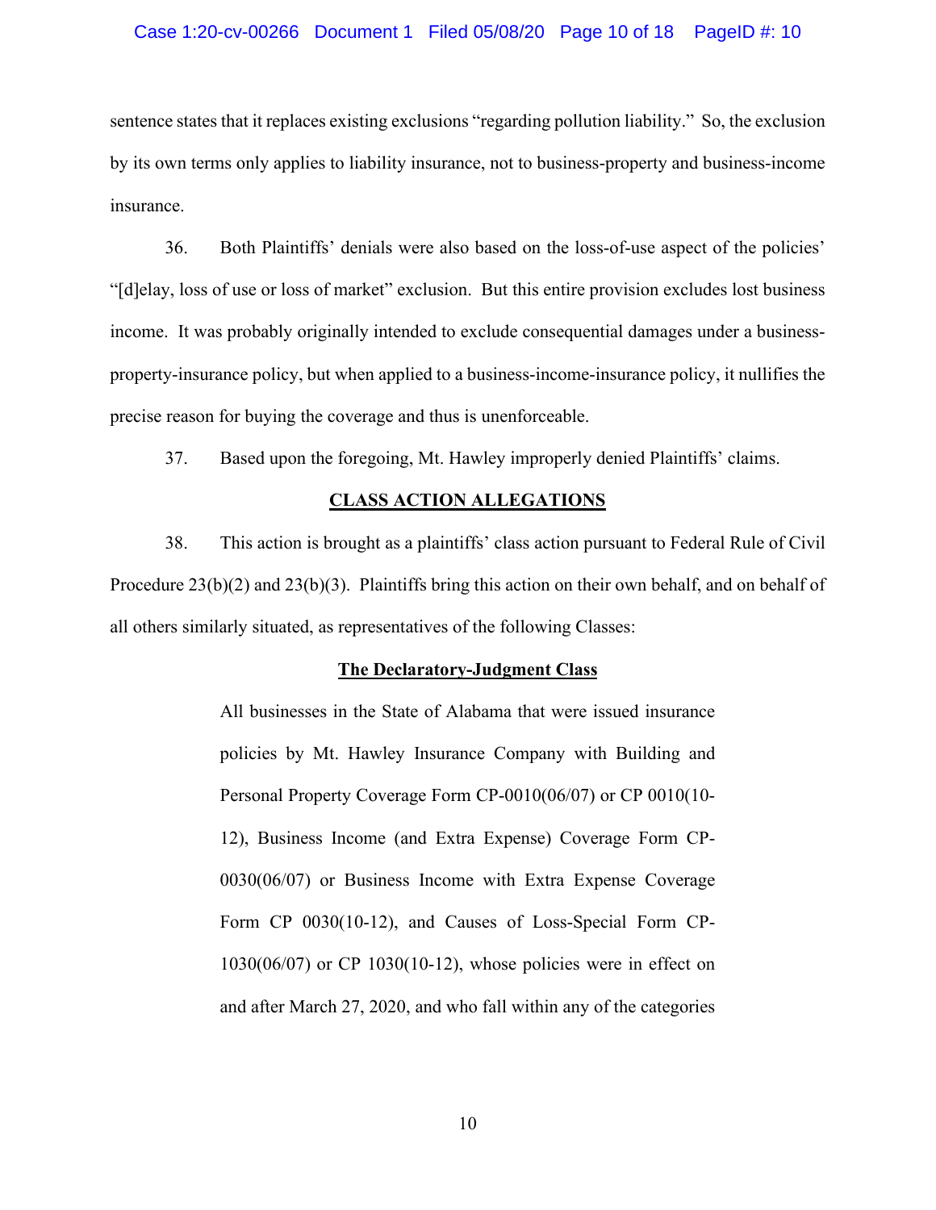sentence states that it replaces existing exclusions "regarding pollution liability." So, the exclusion by its own terms only applies to liability insurance, not to business-property and business-income insurance.

36. Both Plaintiffs' denials were also based on the loss-of-use aspect of the policies' "[d]elay, loss of use or loss of market" exclusion. But this entire provision excludes lost business income. It was probably originally intended to exclude consequential damages under a business-property-insurance policy, but when applied to a business-income-insurance policy, it nullifies the precise reason for buying the coverage and thus is unenforceable.

37. Based upon the foregoing, Mt. Hawley improperly denied Plaintiffs' claims.

## CLASS ACTION ALLEGATIONS

38. This action is brought as a plaintiffs' class action pursuant to Federal Rule of Civil Procedure 23(b)(2) and 23(b)(3). Plaintiffs bring this action on their own behalf, and on behalf of all others similarly situated, as representatives of the following Classes:

### The Declaratory-Judgment Class

> All businesses in the State of Alabama that were issued insurance policies by Mt. Hawley Insurance Company with Building and Personal Property Coverage Form CP-0010(06/07) or CP 0010(10-12), Business Income (and Extra Expense) Coverage Form CP-0030(06/07) or Business Income with Extra Expense Coverage Form CP 0030(10-12), and Causes of Loss-Special Form CP-1030(06/07) or CP 1030(10-12), whose policies were in effect on and after March 27, 2020, and who fall within any of the categories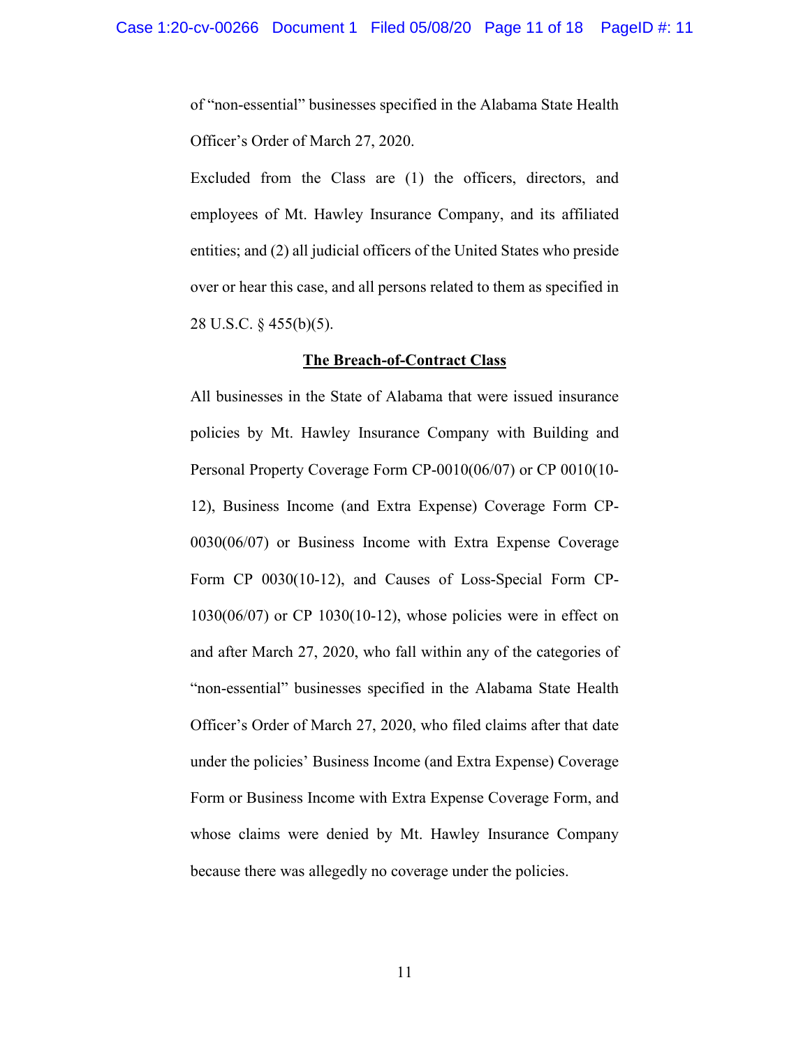of "non-essential" businesses specified in the Alabama State Health Officer's Order of March 27, 2020.

Excluded from the Class are (1) the officers, directors, and employees of Mt. Hawley Insurance Company, and its affiliated entities; and (2) all judicial officers of the United States who preside over or hear this case, and all persons related to them as specified in 28 U.S.C. § 455(b)(5).

**The Breach-of-Contract Class**

All businesses in the State of Alabama that were issued insurance policies by Mt. Hawley Insurance Company with Building and Personal Property Coverage Form CP-0010(06/07) or CP 0010(10-12), Business Income (and Extra Expense) Coverage Form CP-0030(06/07) or Business Income with Extra Expense Coverage Form CP 0030(10-12), and Causes of Loss-Special Form CP-1030(06/07) or CP 1030(10-12), whose policies were in effect on and after March 27, 2020, who fall within any of the categories of "non-essential" businesses specified in the Alabama State Health Officer's Order of March 27, 2020, who filed claims after that date under the policies' Business Income (and Extra Expense) Coverage Form or Business Income with Extra Expense Coverage Form, and whose claims were denied by Mt. Hawley Insurance Company because there was allegedly no coverage under the policies.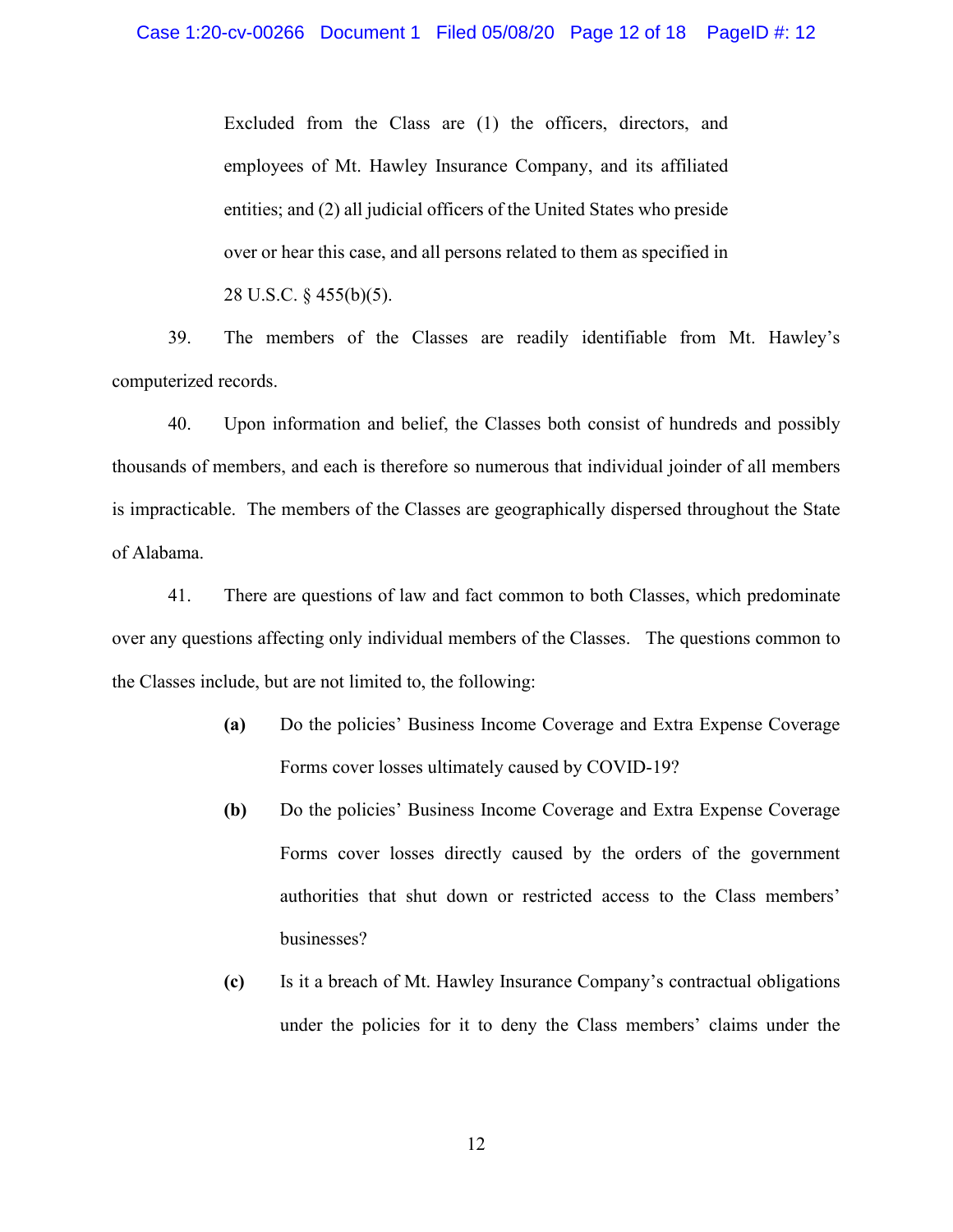Excluded from the Class are (1) the officers, directors, and employees of Mt. Hawley Insurance Company, and its affiliated entities; and (2) all judicial officers of the United States who preside over or hear this case, and all persons related to them as specified in 28 U.S.C. § 455(b)(5).

39. The members of the Classes are readily identifiable from Mt. Hawley's computerized records.

40. Upon information and belief, the Classes both consist of hundreds and possibly thousands of members, and each is therefore so numerous that individual joinder of all members is impracticable. The members of the Classes are geographically dispersed throughout the State of Alabama.

41. There are questions of law and fact common to both Classes, which predominate over any questions affecting only individual members of the Classes. The questions common to the Classes include, but are not limited to, the following:

**(a)** Do the policies' Business Income Coverage and Extra Expense Coverage Forms cover losses ultimately caused by COVID-19?

**(b)** Do the policies' Business Income Coverage and Extra Expense Coverage Forms cover losses directly caused by the orders of the government authorities that shut down or restricted access to the Class members' businesses?

**(c)** Is it a breach of Mt. Hawley Insurance Company's contractual obligations under the policies for it to deny the Class members' claims under the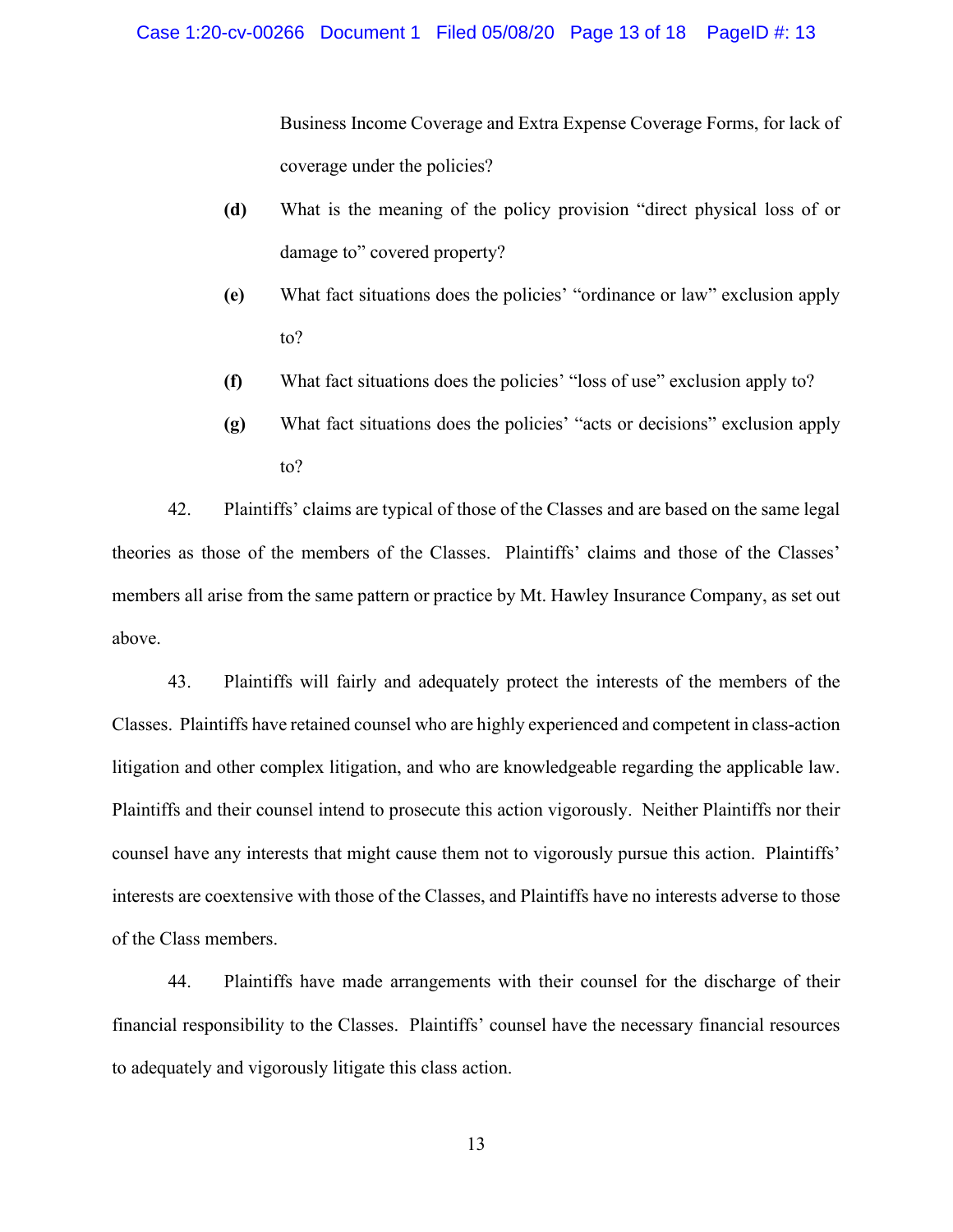Business Income Coverage and Extra Expense Coverage Forms, for lack of coverage under the policies?

**(d)** What is the meaning of the policy provision "direct physical loss of or damage to" covered property?

**(e)** What fact situations does the policies' "ordinance or law" exclusion apply to?

**(f)** What fact situations does the policies' "loss of use" exclusion apply to?

**(g)** What fact situations does the policies' "acts or decisions" exclusion apply to?

42. Plaintiffs' claims are typical of those of the Classes and are based on the same legal theories as those of the members of the Classes. Plaintiffs' claims and those of the Classes' members all arise from the same pattern or practice by Mt. Hawley Insurance Company, as set out above.

43. Plaintiffs will fairly and adequately protect the interests of the members of the Classes. Plaintiffs have retained counsel who are highly experienced and competent in class-action litigation and other complex litigation, and who are knowledgeable regarding the applicable law. Plaintiffs and their counsel intend to prosecute this action vigorously. Neither Plaintiffs nor their counsel have any interests that might cause them not to vigorously pursue this action. Plaintiffs' interests are coextensive with those of the Classes, and Plaintiffs have no interests adverse to those of the Class members.

44. Plaintiffs have made arrangements with their counsel for the discharge of their financial responsibility to the Classes. Plaintiffs' counsel have the necessary financial resources to adequately and vigorously litigate this class action.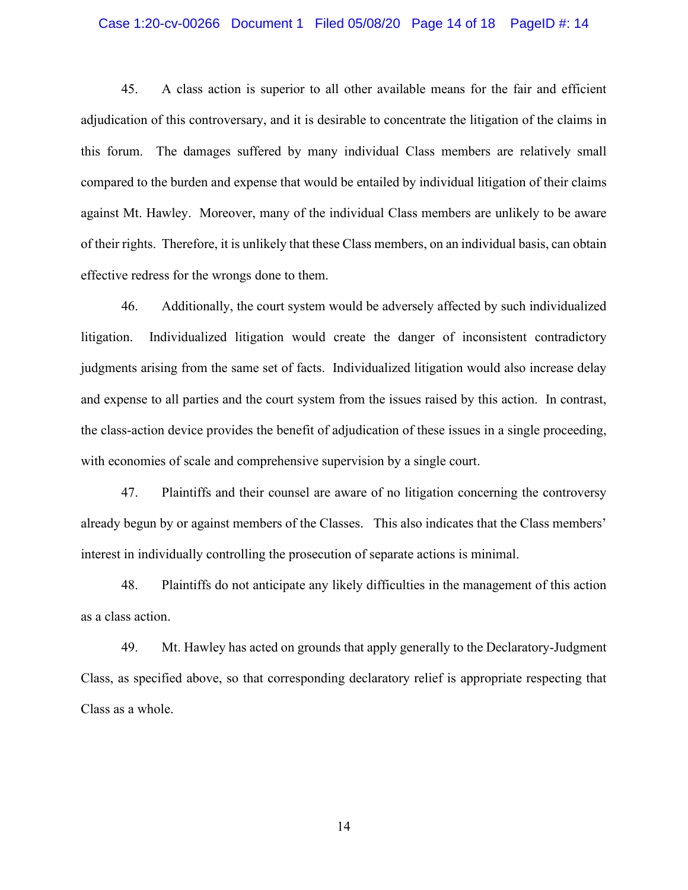45. A class action is superior to all other available means for the fair and efficient adjudication of this controversary, and it is desirable to concentrate the litigation of the claims in this forum. The damages suffered by many individual Class members are relatively small compared to the burden and expense that would be entailed by individual litigation of their claims against Mt. Hawley. Moreover, many of the individual Class members are unlikely to be aware of their rights. Therefore, it is unlikely that these Class members, on an individual basis, can obtain effective redress for the wrongs done to them.

46. Additionally, the court system would be adversely affected by such individualized litigation. Individualized litigation would create the danger of inconsistent contradictory judgments arising from the same set of facts. Individualized litigation would also increase delay and expense to all parties and the court system from the issues raised by this action. In contrast, the class-action device provides the benefit of adjudication of these issues in a single proceeding, with economies of scale and comprehensive supervision by a single court.

47. Plaintiffs and their counsel are aware of no litigation concerning the controversy already begun by or against members of the Classes. This also indicates that the Class members' interest in individually controlling the prosecution of separate actions is minimal.

48. Plaintiffs do not anticipate any likely difficulties in the management of this action as a class action.

49. Mt. Hawley has acted on grounds that apply generally to the Declaratory-Judgment Class, as specified above, so that corresponding declaratory relief is appropriate respecting that Class as a whole.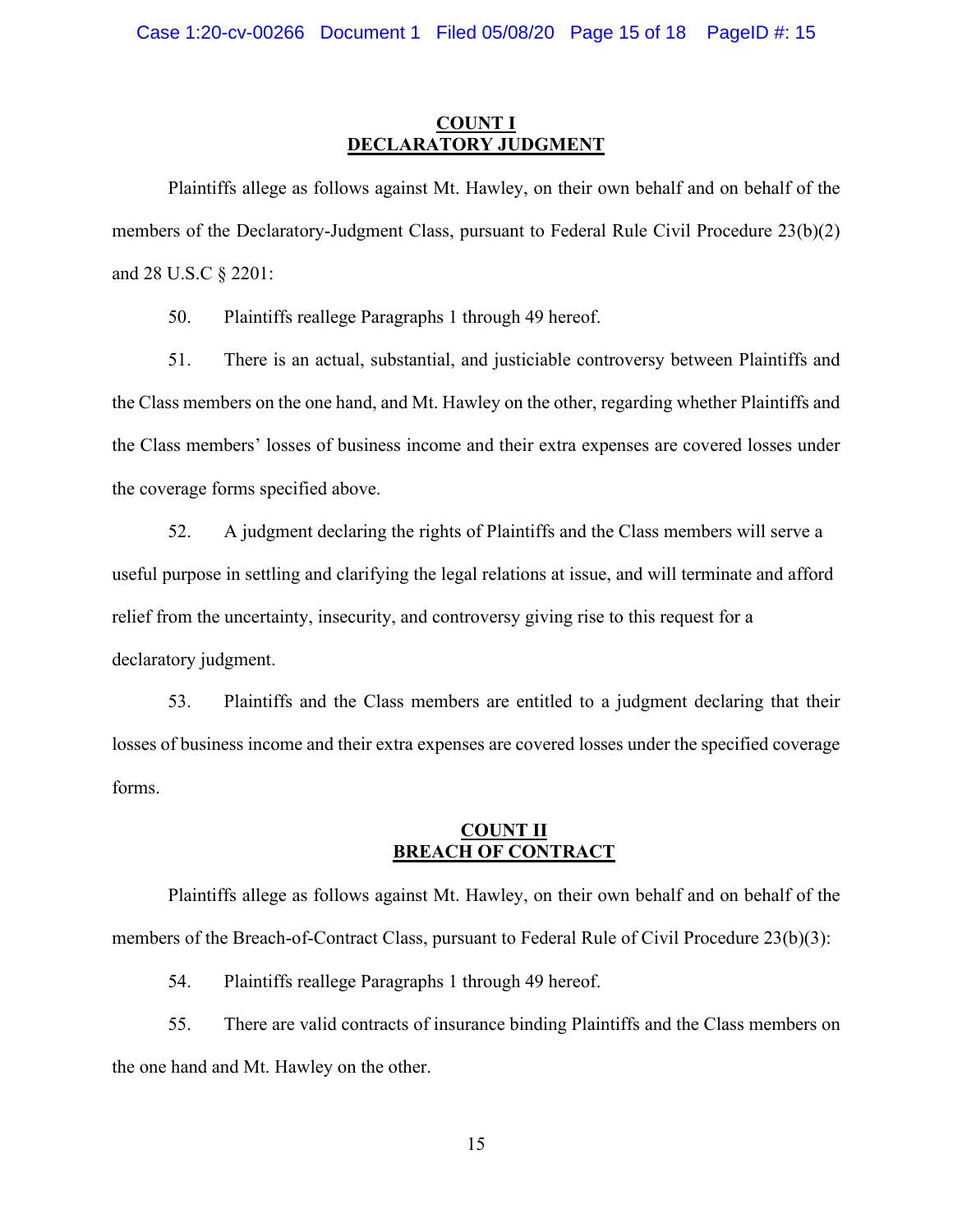**COUNT I**
**DECLARATORY JUDGMENT**

Plaintiffs allege as follows against Mt. Hawley, on their own behalf and on behalf of the members of the Declaratory-Judgment Class, pursuant to Federal Rule Civil Procedure 23(b)(2) and 28 U.S.C § 2201:

50. Plaintiffs reallege Paragraphs 1 through 49 hereof.

51. There is an actual, substantial, and justiciable controversy between Plaintiffs and the Class members on the one hand, and Mt. Hawley on the other, regarding whether Plaintiffs and the Class members' losses of business income and their extra expenses are covered losses under the coverage forms specified above.

52. A judgment declaring the rights of Plaintiffs and the Class members will serve a useful purpose in settling and clarifying the legal relations at issue, and will terminate and afford relief from the uncertainty, insecurity, and controversy giving rise to this request for a declaratory judgment.

53. Plaintiffs and the Class members are entitled to a judgment declaring that their losses of business income and their extra expenses are covered losses under the specified coverage forms.

**COUNT II**
**BREACH OF CONTRACT**

Plaintiffs allege as follows against Mt. Hawley, on their own behalf and on behalf of the members of the Breach-of-Contract Class, pursuant to Federal Rule of Civil Procedure 23(b)(3):

54. Plaintiffs reallege Paragraphs 1 through 49 hereof.

55. There are valid contracts of insurance binding Plaintiffs and the Class members on the one hand and Mt. Hawley on the other.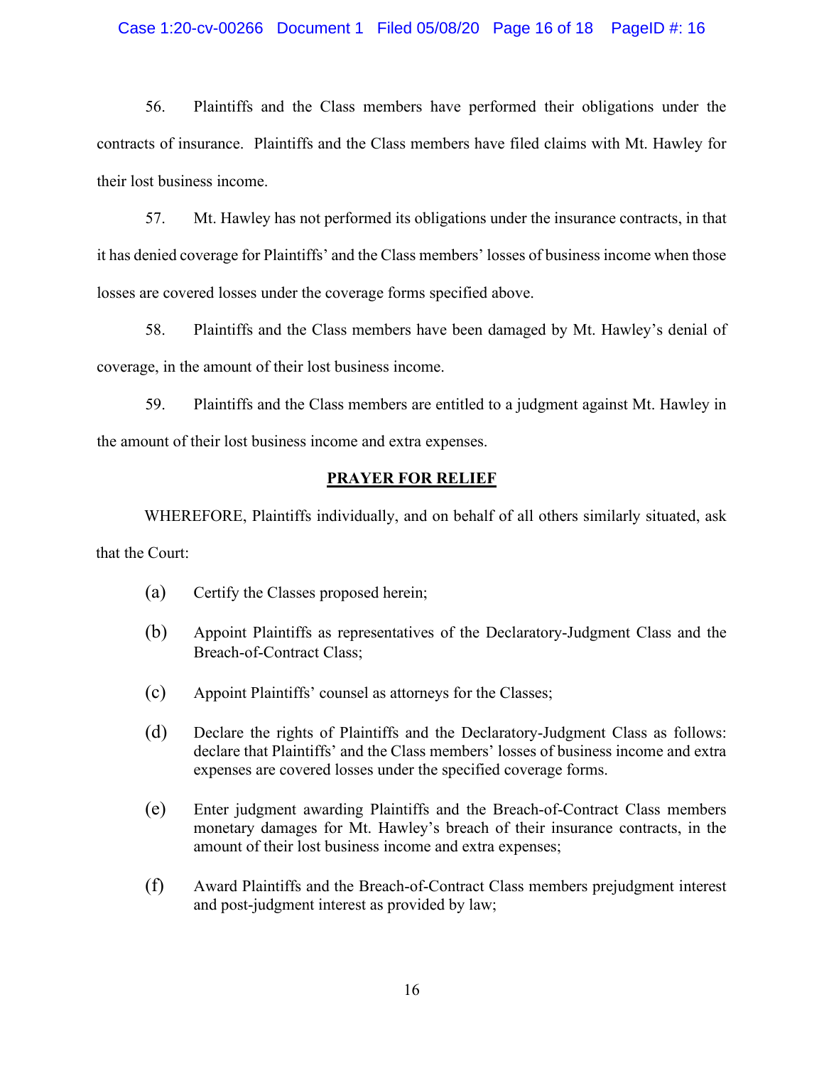56. Plaintiffs and the Class members have performed their obligations under the contracts of insurance. Plaintiffs and the Class members have filed claims with Mt. Hawley for their lost business income.

57. Mt. Hawley has not performed its obligations under the insurance contracts, in that it has denied coverage for Plaintiffs' and the Class members' losses of business income when those losses are covered losses under the coverage forms specified above.

58. Plaintiffs and the Class members have been damaged by Mt. Hawley's denial of coverage, in the amount of their lost business income.

59. Plaintiffs and the Class members are entitled to a judgment against Mt. Hawley in the amount of their lost business income and extra expenses.

## PRAYER FOR RELIEF

WHEREFORE, Plaintiffs individually, and on behalf of all others similarly situated, ask that the Court:

(a) Certify the Classes proposed herein;

(b) Appoint Plaintiffs as representatives of the Declaratory-Judgment Class and the Breach-of-Contract Class;

(c) Appoint Plaintiffs' counsel as attorneys for the Classes;

(d) Declare the rights of Plaintiffs and the Declaratory-Judgment Class as follows: declare that Plaintiffs' and the Class members' losses of business income and extra expenses are covered losses under the specified coverage forms.

(e) Enter judgment awarding Plaintiffs and the Breach-of-Contract Class members monetary damages for Mt. Hawley's breach of their insurance contracts, in the amount of their lost business income and extra expenses;

(f) Award Plaintiffs and the Breach-of-Contract Class members prejudgment interest and post-judgment interest as provided by law;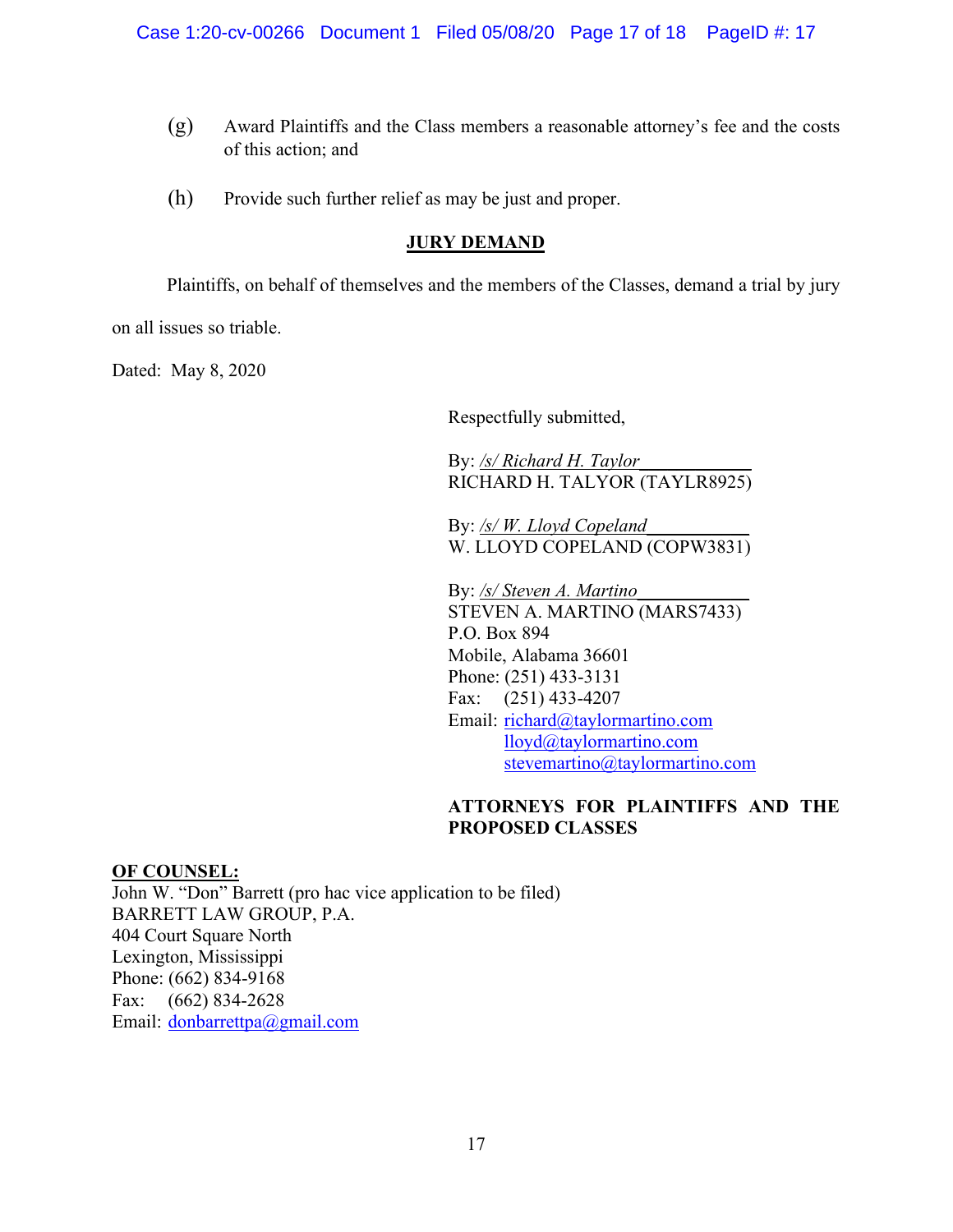(g) Award Plaintiffs and the Class members a reasonable attorney's fee and the costs of this action; and

(h) Provide such further relief as may be just and proper.

## JURY DEMAND

Plaintiffs, on behalf of themselves and the members of the Classes, demand a trial by jury on all issues so triable.

Dated: May 8, 2020

Respectfully submitted,

By: */s/ Richard H. Taylor*  
RICHARD H. TALYOR (TAYLR8925)

By: */s/ W. Lloyd Copeland*  
W. LLOYD COPELAND (COPW3831)

By: */s/ Steven A. Martino*  
STEVEN A. MARTINO (MARS7433)  
P.O. Box 894  
Mobile, Alabama 36601  
Phone: (251) 433-3131  
Fax: (251) 433-4207  
Email: richard@taylormartino.com  
lloyd@taylormartino.com  
stevemartino@taylormartino.com

**ATTORNEYS FOR PLAINTIFFS AND THE PROPOSED CLASSES**

**OF COUNSEL:**  
John W. "Don" Barrett (pro hac vice application to be filed)  
BARRETT LAW GROUP, P.A.  
404 Court Square North  
Lexington, Mississippi  
Phone: (662) 834-9168  
Fax: (662) 834-2628  
Email: donbarrettpa@gmail.com